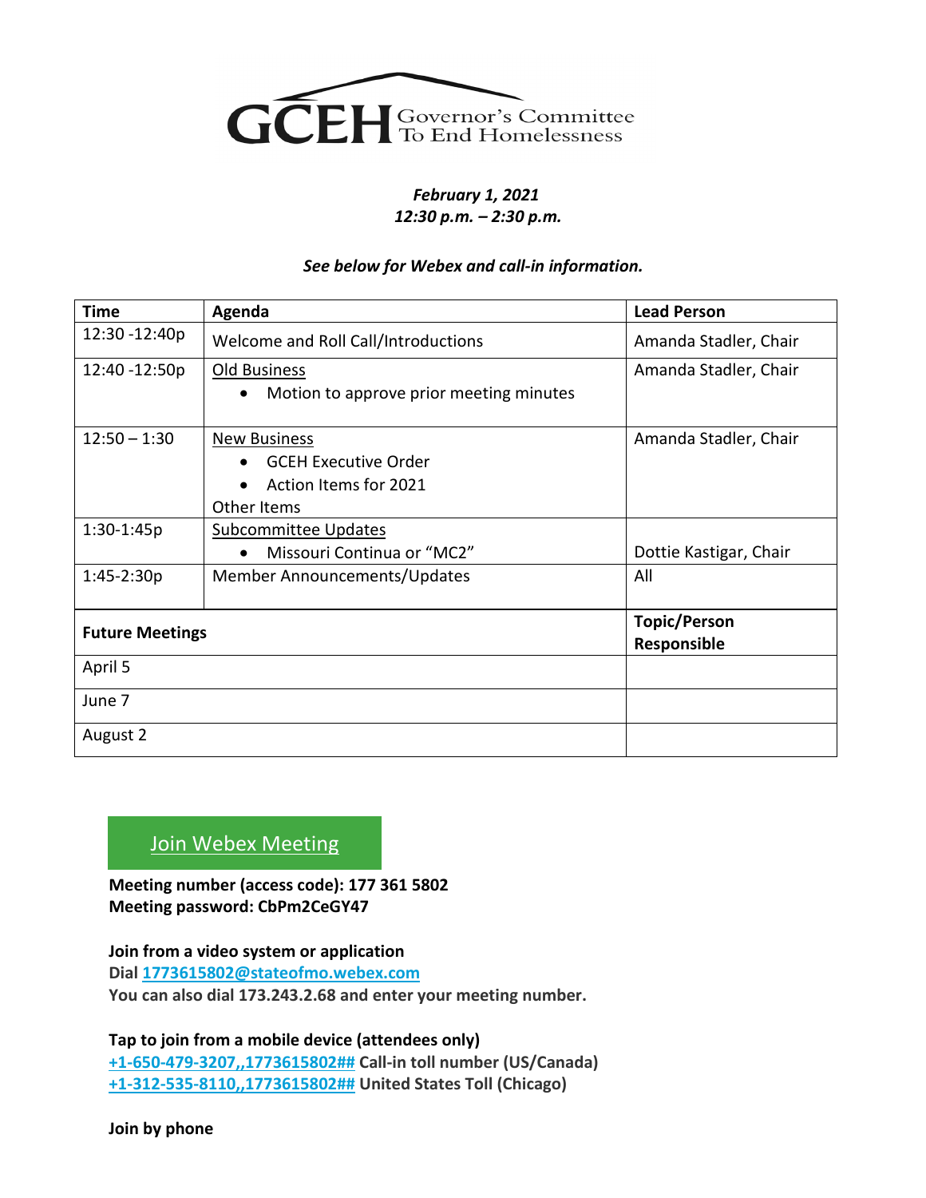# GCEH Governor's Committee To End Homelessness

***February 1, 2021***
***12:30 p.m. – 2:30 p.m.***

***See below for Webex and call-in information.***

| Time | Agenda | Lead Person |
|---|---|---|
| 12:30 -12:40p | Welcome and Roll Call/Introductions | Amanda Stadler, Chair |
| 12:40 -12:50p | Old Business<br>• Motion to approve prior meeting minutes | Amanda Stadler, Chair |
| 12:50 – 1:30 | New Business<br>• GCEH Executive Order<br>• Action Items for 2021<br>Other Items | Amanda Stadler, Chair |
| 1:30-1:45p | Subcommittee Updates<br>• Missouri Continua or "MC2" | Dottie Kastigar, Chair |
| 1:45-2:30p | Member Announcements/Updates | All |
| **Future Meetings** | | **Topic/Person Responsible** |
| April 5 | | |
| June 7 | | |
| August 2 | | |

Join Webex Meeting

**Meeting number (access code): 177 361 5802**
**Meeting password: CbPm2CeGY47**

**Join from a video system or application**
**Dial 1773615802@stateofmo.webex.com**
**You can also dial 173.243.2.68 and enter your meeting number.**

**Tap to join from a mobile device (attendees only)**
**+1-650-479-3207,,1773615802## Call-in toll number (US/Canada)**
**+1-312-535-8110,,1773615802## United States Toll (Chicago)**

**Join by phone**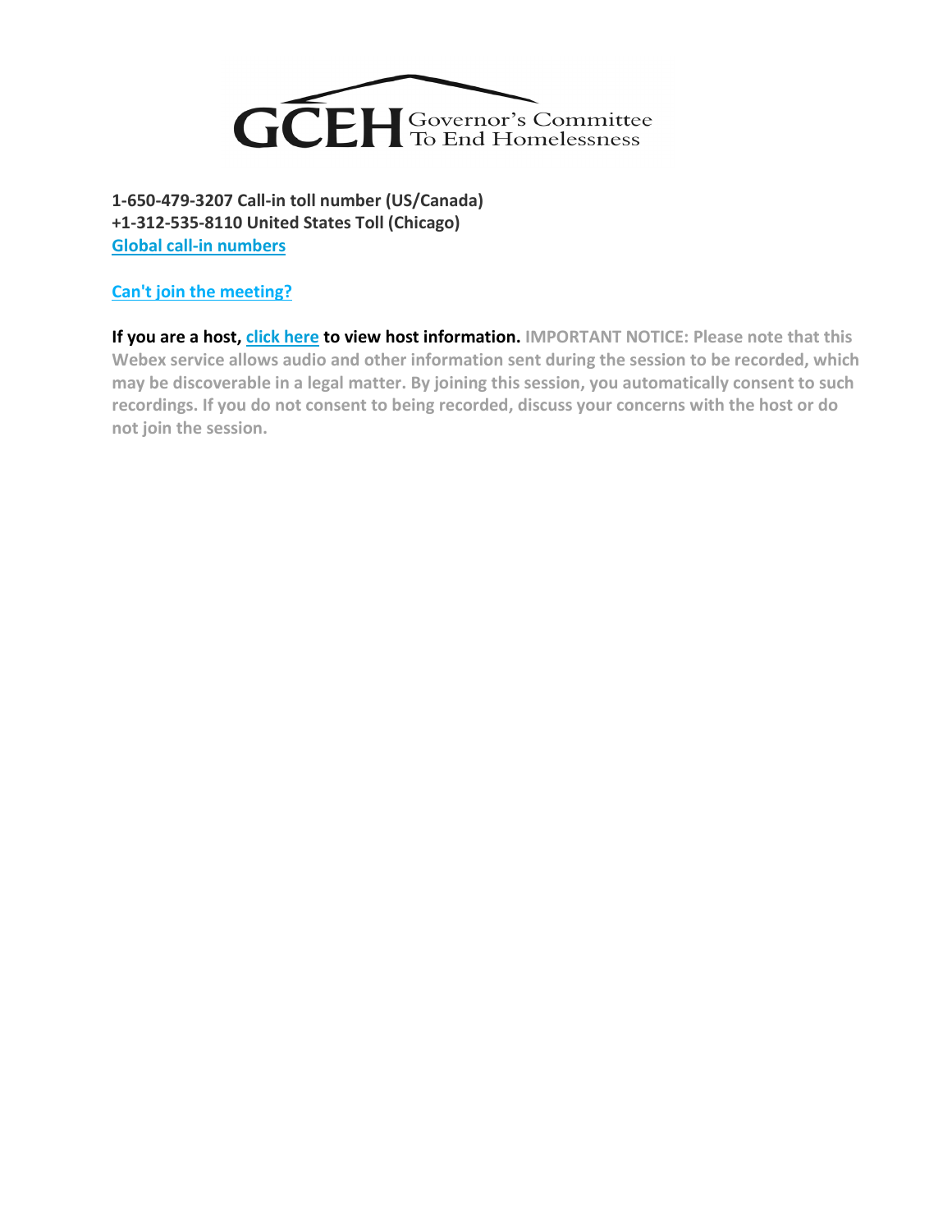GCEH Governor's Committee To End Homelessness

**1-650-479-3207 Call-in toll number (US/Canada)**
**+1-312-535-8110 United States Toll (Chicago)**
**Global call-in numbers**

**Can't join the meeting?**

**If you are a host, click here to view host information.** **IMPORTANT NOTICE: Please note that this Webex service allows audio and other information sent during the session to be recorded, which may be discoverable in a legal matter. By joining this session, you automatically consent to such recordings. If you do not consent to being recorded, discuss your concerns with the host or do not join the session.**